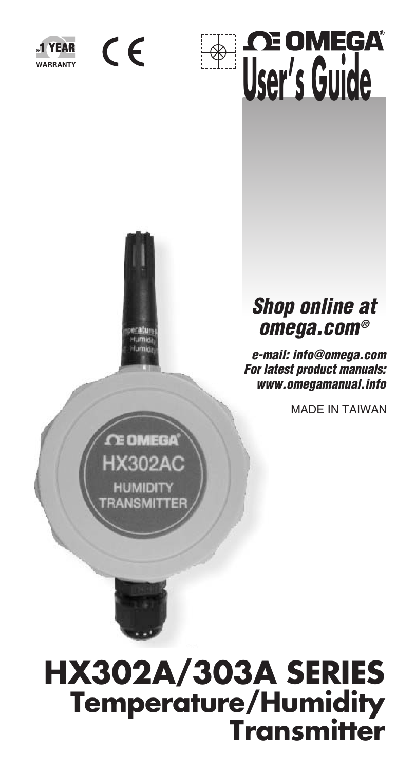1 YEAR WARRANTY

CE

# OMEGA® User's Guide

***Shop online at omega.com®***

***e-mail: info@omega.com***
***For latest product manuals: www.omegamanual.info***

MADE IN TAIWAN

OMEGA®
HX302AC
HUMIDITY TRANSMITTER

# HX302A/303A SERIES
## Temperature/Humidity Transmitter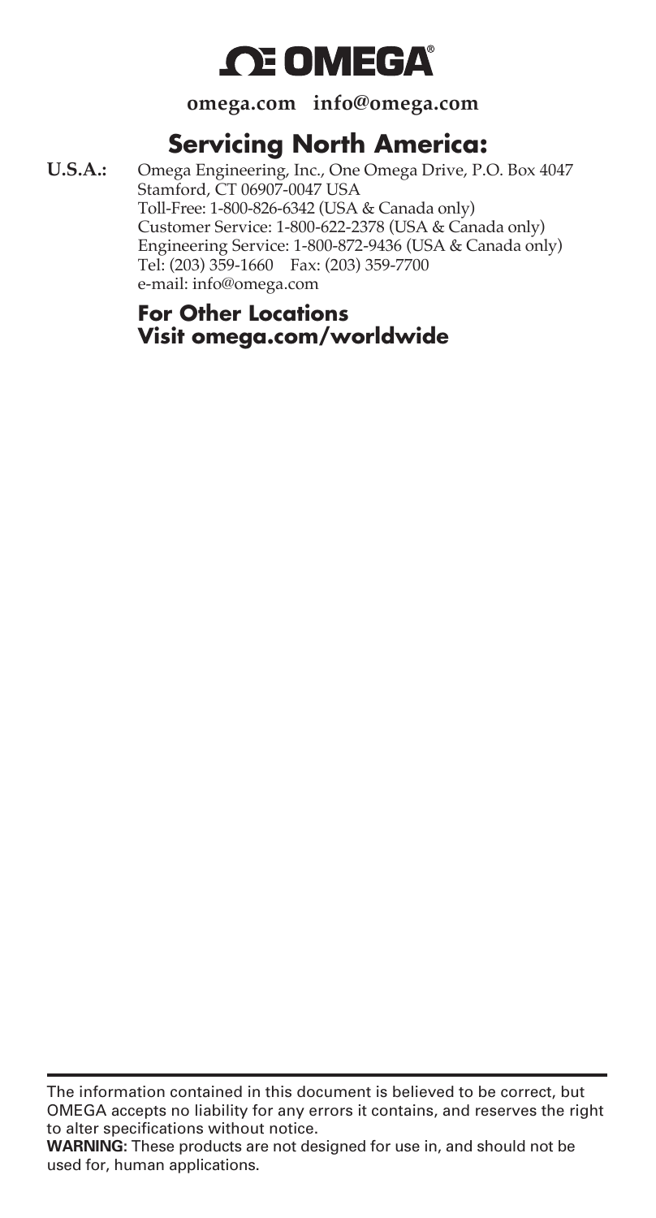# OMEGA

**omega.com info@omega.com**

## Servicing North America:

**U.S.A.:** Omega Engineering, Inc., One Omega Drive, P.O. Box 4047
Stamford, CT 06907-0047 USA
Toll-Free: 1-800-826-6342 (USA & Canada only)
Customer Service: 1-800-622-2378 (USA & Canada only)
Engineering Service: 1-800-872-9436 (USA & Canada only)
Tel: (203) 359-1660 Fax: (203) 359-7700
e-mail: info@omega.com

### For Other Locations
### Visit omega.com/worldwide

---

The information contained in this document is believed to be correct, but OMEGA accepts no liability for any errors it contains, and reserves the right to alter specifications without notice.

**WARNING**: These products are not designed for use in, and should not be used for, human applications.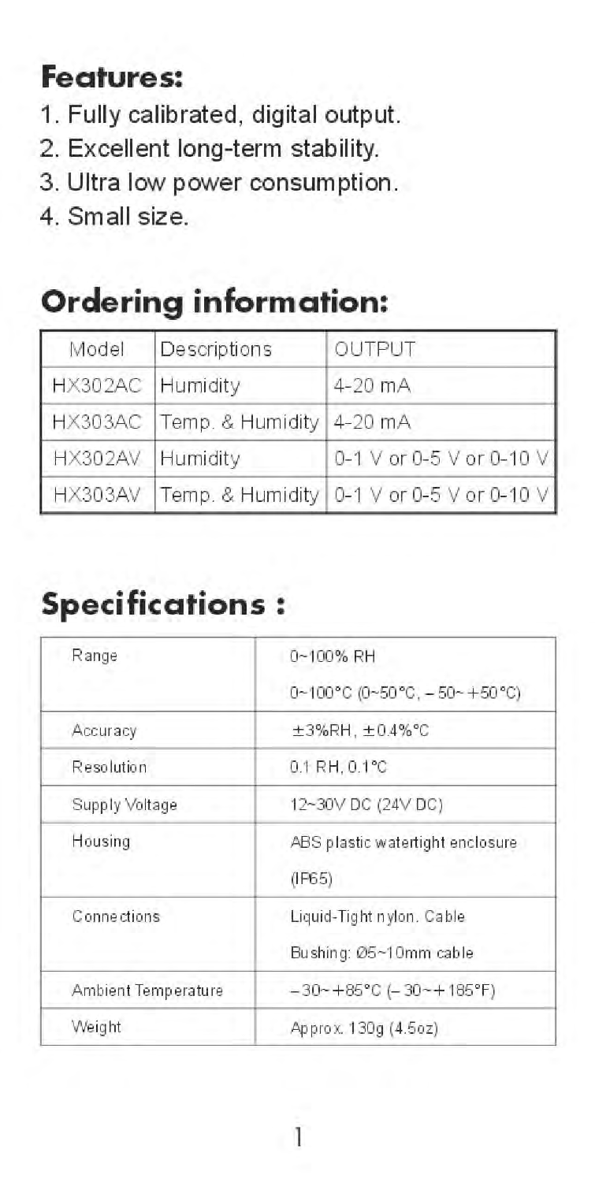## Features:

1. Fully calibrated, digital output.
2. Excellent long-term stability.
3. Ultra low power consumption.
4. Small size.

## Ordering information:

| Model | Descriptions | OUTPUT |
|---|---|---|
| HX302AC | Humidity | 4-20 mA |
| HX303AC | Temp. & Humidity | 4-20 mA |
| HX302AV | Humidity | 0-1 V or 0-5 V or 0-10 V |
| HX303AV | Temp. & Humidity | 0-1 V or 0-5 V or 0-10 V |

## Specifications :

| | |
|---|---|
| Range | 0~100% RH<br>0~100°C (0~50°C, –50~+50°C) |
| Accuracy | ±3%RH, ±0.4%°C |
| Resolution | 0.1 RH, 0.1°C |
| Supply Voltage | 12~30V DC (24V DC) |
| Housing | ABS plastic watertight enclosure (IP65) |
| Connections | Liquid-Tight nylon. Cable Bushing: Ø5~10mm cable |
| Ambient Temperature | –30~+85°C (–30~+185°F) |
| Weight | Approx. 130g (4.5oz) |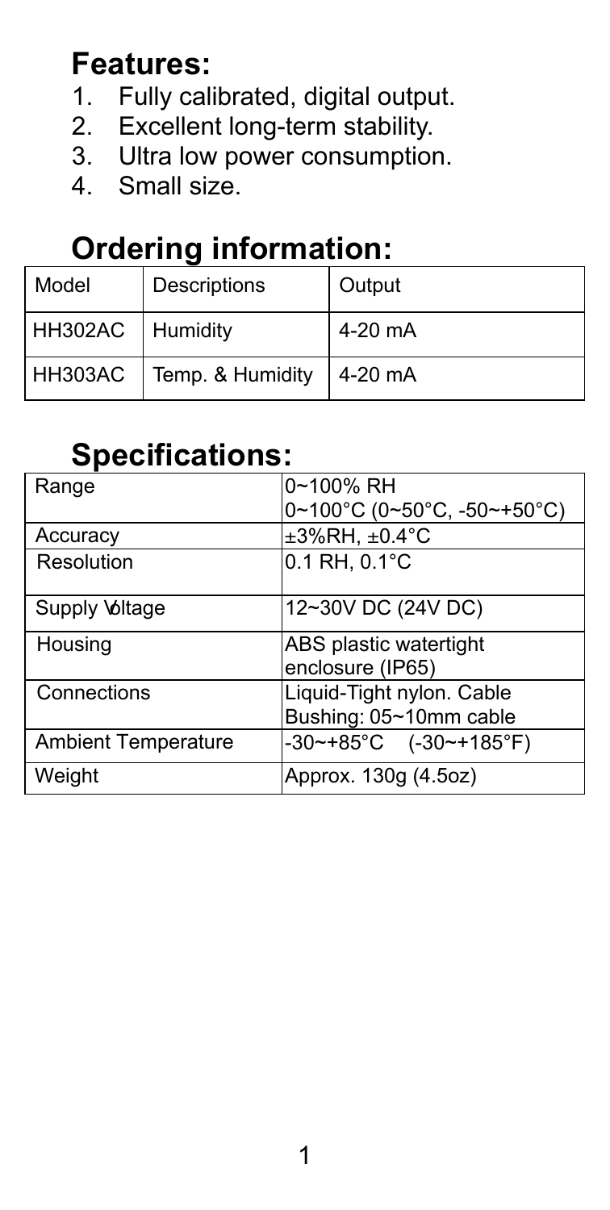## Features:

1. Fully calibrated, digital output.
2. Excellent long-term stability.
3. Ultra low power consumption.
4. Small size.

## Ordering information:

| Model | Descriptions | Output |
|---|---|---|
| HH302AC | Humidity | 4-20 mA |
| HH303AC | Temp. & Humidity | 4-20 mA |

## Specifications:

| | |
|---|---|
| Range | 0~100% RH<br>0~100°C (0~50°C, -50~+50°C) |
| Accuracy | ±3%RH, ±0.4°C |
| Resolution | 0.1 RH, 0.1°C |
| Supply Voltage | 12~30V DC (24V DC) |
| Housing | ABS plastic watertight enclosure (IP65) |
| Connections | Liquid-Tight nylon. Cable Bushing: 05~10mm cable |
| Ambient Temperature | -30~+85°C (-30~+185°F) |
| Weight | Approx. 130g (4.5oz) |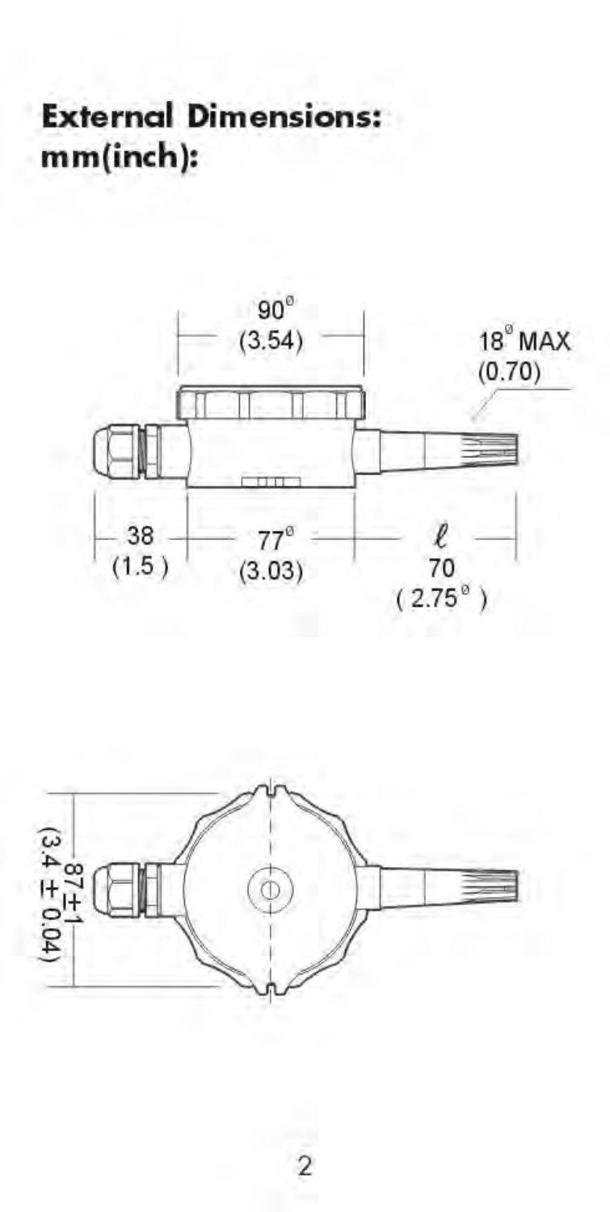## External Dimensions: mm(inch):

90$^{\varnothing}$ (3.54)

18$^{\varnothing}$ MAX (0.70)

38 (1.5)

77$^{\varnothing}$ (3.03)

ℓ 70 (2.75$^{\varnothing}$)

87 ± 1 (3.4 ± 0.04)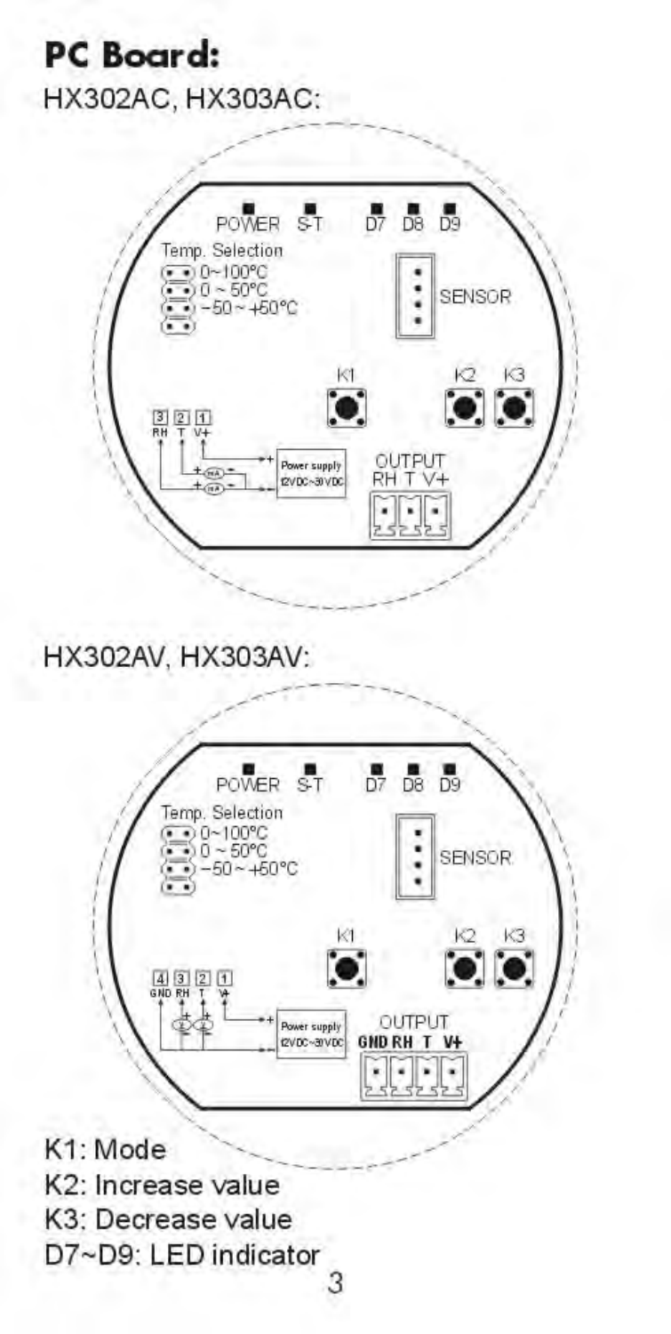## PC Board:

HX302AC, HX303AC:

POWER S-T D7 D8 D9

Temp. Selection
0~100°C
0 ~ 50°C
-50 ~ +50°C

SENSOR

K1 K2 K3

3 2 1
RH T V+

Power supply
12VDC~30VDC

OUTPUT
RH T V+

HX302AV, HX303AV:

POWER S-T D7 D8 D9

Temp. Selection
0~100°C
0 ~ 50°C
-50 ~ +50°C

SENSOR

K1 K2 K3

4 3 2 1
GND RH T V+

Power supply
12VDC~30VDC

OUTPUT
GND RH T V+

K1: Mode
K2: Increase value
K3: Decrease value
D7~D9: LED indicator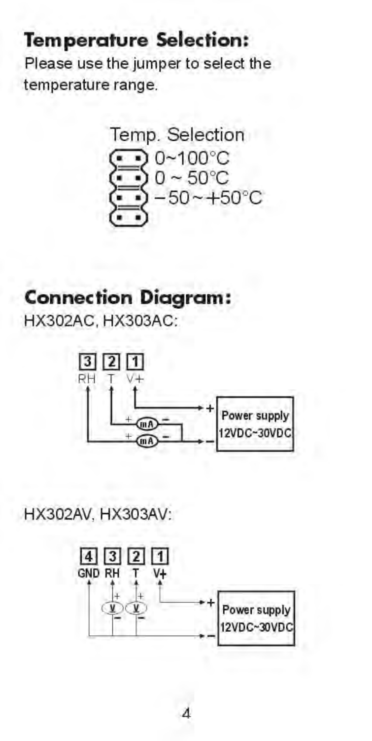## Temperature Selection:

Please use the jumper to select the temperature range.

Temp. Selection

- 0~100°C
- 0 ~ 50°C
- −50~+50°C

## Connection Diagram:

HX302AC, HX303AC:

| 3 | 2 | 1 |
|---|---|---|
| RH | T | V+ |

Power supply 12VDC~30VDC

HX302AV, HX303AV:

| 4 | 3 | 2 | 1 |
|---|---|---|---|
| GND | RH | T | V+ |

Power supply 12VDC~30VDC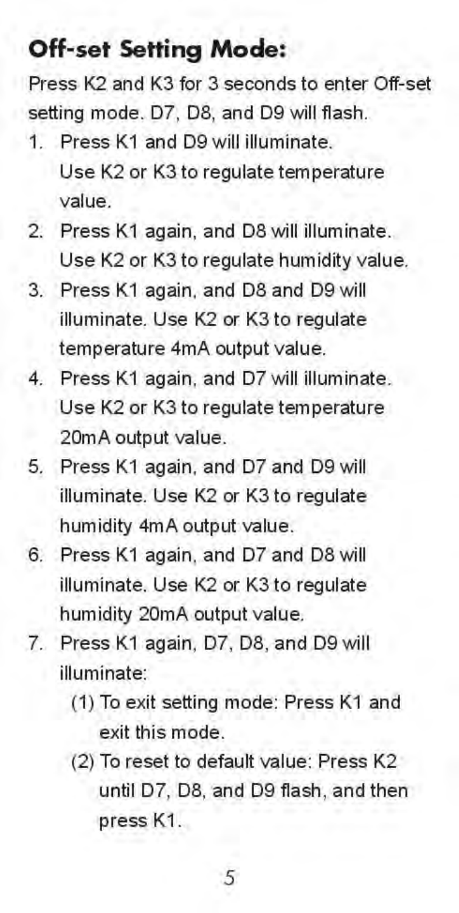## Off-set Setting Mode:

Press K2 and K3 for 3 seconds to enter Off-set setting mode. D7, D8, and D9 will flash.

1. Press K1 and D9 will illuminate. Use K2 or K3 to regulate temperature value.
2. Press K1 again, and D8 will illuminate. Use K2 or K3 to regulate humidity value.
3. Press K1 again, and D8 and D9 will illuminate. Use K2 or K3 to regulate temperature 4mA output value.
4. Press K1 again, and D7 will illuminate. Use K2 or K3 to regulate temperature 20mA output value.
5. Press K1 again, and D7 and D9 will illuminate. Use K2 or K3 to regulate humidity 4mA output value.
6. Press K1 again, and D7 and D8 will illuminate. Use K2 or K3 to regulate humidity 20mA output value.
7. Press K1 again, D7, D8, and D9 will illuminate:
   (1) To exit setting mode: Press K1 and exit this mode.
   (2) To reset to default value: Press K2 until D7, D8, and D9 flash, and then press K1.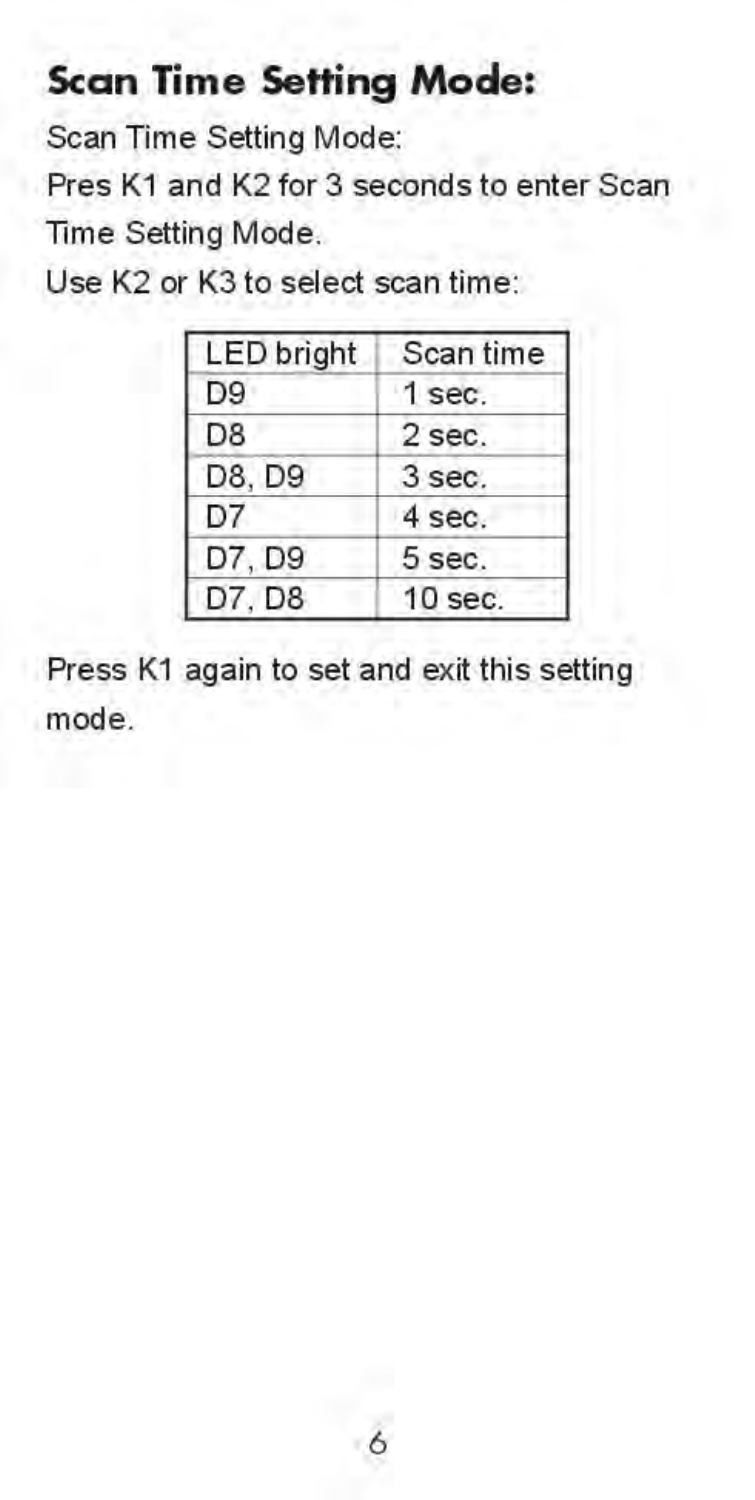## Scan Time Setting Mode:

Scan Time Setting Mode:

Pres K1 and K2 for 3 seconds to enter Scan Time Setting Mode.

Use K2 or K3 to select scan time:

| LED bright | Scan time |
| --- | --- |
| D9 | 1 sec. |
| D8 | 2 sec. |
| D8, D9 | 3 sec. |
| D7 | 4 sec. |
| D7, D9 | 5 sec. |
| D7, D8 | 10 sec. |

Press K1 again to set and exit this setting mode.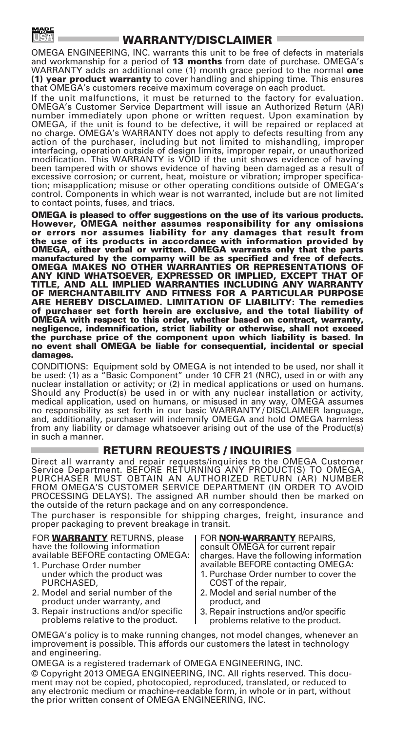MADE IN USA

## WARRANTY/DISCLAIMER

OMEGA ENGINEERING, INC. warrants this unit to be free of defects in materials and workmanship for a period of **13 months** from date of purchase. OMEGA's WARRANTY adds an additional one (1) month grace period to the normal **one (1) year product warranty** to cover handling and shipping time. This ensures that OMEGA's customers receive maximum coverage on each product.

If the unit malfunctions, it must be returned to the factory for evaluation. OMEGA's Customer Service Department will issue an Authorized Return (AR) number immediately upon phone or written request. Upon examination by OMEGA, if the unit is found to be defective, it will be repaired or replaced at no charge. OMEGA's WARRANTY does not apply to defects resulting from any action of the purchaser, including but not limited to mishandling, improper interfacing, operation outside of design limits, improper repair, or unauthorized modification. This WARRANTY is VOID if the unit shows evidence of having been tampered with or shows evidence of having been damaged as a result of excessive corrosion; or current, heat, moisture or vibration; improper specification; misapplication; misuse or other operating conditions outside of OMEGA's control. Components in which wear is not warranted, include but are not limited to contact points, fuses, and triacs.

**OMEGA is pleased to offer suggestions on the use of its various products. However, OMEGA neither assumes responsibility for any omissions or errors nor assumes liability for any damages that result from the use of its products in accordance with information provided by OMEGA, either verbal or written. OMEGA warrants only that the parts manufactured by the compamy will be as specified and free of defects. OMEGA MAKES NO OTHER WARRANTIES OR REPRESENTATIONS OF ANY KIND WHATSOEVER, EXPRESSED OR IMPLIED, EXCEPT THAT OF TITLE, AND ALL IMPLIED WARRANTIES INCLUDING ANY WARRANTY OF MERCHANTABILITY AND FITNESS FOR A PARTICULAR PURPOSE ARE HEREBY DISCLAIMED. LIMITATION OF LIABILITY: The remedies of purchaser set forth herein are exclusive, and the total liability of OMEGA with respect to this order, whether based on contract, warranty, negligence, indemnification, strict liability or otherwise, shall not exceed the purchase price of the component upon which liability is based. In no event shall OMEGA be liable for consequential, incidental or special damages.**

CONDITIONS: Equipment sold by OMEGA is not intended to be used, nor shall it be used: (1) as a "Basic Component" under 10 CFR 21 (NRC), used in or with any nuclear installation or activity; or (2) in medical applications or used on humans. Should any Product(s) be used in or with any nuclear installation or activity, medical application, used on humans, or misused in any way, OMEGA assumes no responsibility as set forth in our basic WARRANTY/DISCLAIMER language, and, additionally, purchaser will indemnify OMEGA and hold OMEGA harmless from any liability or damage whatsoever arising out of the use of the Product(s) in such a manner.

## RETURN REQUESTS / INQUIRIES

Direct all warranty and repair requests/inquiries to the OMEGA Customer Service Department. BEFORE RETURNING ANY PRODUCT(S) TO OMEGA, PURCHASER MUST OBTAIN AN AUTHORIZED RETURN (AR) NUMBER FROM OMEGA'S CUSTOMER SERVICE DEPARTMENT (IN ORDER TO AVOID PROCESSING DELAYS). The assigned AR number should then be marked on the outside of the return package and on any correspondence.

The purchaser is responsible for shipping charges, freight, insurance and proper packaging to prevent breakage in transit.

FOR **WARRANTY** RETURNS, please have the following information available BEFORE contacting OMEGA:

1. Purchase Order number under which the product was PURCHASED,
2. Model and serial number of the product under warranty, and
3. Repair instructions and/or specific problems relative to the product.

FOR **NON-WARRANTY** REPAIRS, consult OMEGA for current repair charges. Have the following information available BEFORE contacting OMEGA:

1. Purchase Order number to cover the COST of the repair,
2. Model and serial number of the product, and
3. Repair instructions and/or specific problems relative to the product.

OMEGA's policy is to make running changes, not model changes, whenever an improvement is possible. This affords our customers the latest in technology and engineering.

OMEGA is a registered trademark of OMEGA ENGINEERING, INC.

© Copyright 2013 OMEGA ENGINEERING, INC. All rights reserved. This document may not be copied, photocopied, reproduced, translated, or reduced to any electronic medium or machine-readable form, in whole or in part, without the prior written consent of OMEGA ENGINEERING, INC.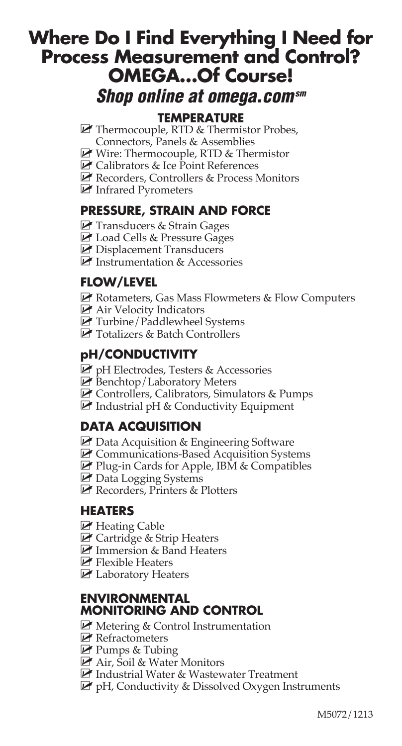# Where Do I Find Everything I Need for Process Measurement and Control? OMEGA…Of Course!

## *Shop online at omega.com*sm

### TEMPERATURE

- Thermocouple, RTD & Thermistor Probes, Connectors, Panels & Assemblies
- Wire: Thermocouple, RTD & Thermistor
- Calibrators & Ice Point References
- Recorders, Controllers & Process Monitors
- Infrared Pyrometers

### PRESSURE, STRAIN AND FORCE

- Transducers & Strain Gages
- Load Cells & Pressure Gages
- Displacement Transducers
- Instrumentation & Accessories

### FLOW/LEVEL

- Rotameters, Gas Mass Flowmeters & Flow Computers
- Air Velocity Indicators
- Turbine/Paddlewheel Systems
- Totalizers & Batch Controllers

### pH/CONDUCTIVITY

- pH Electrodes, Testers & Accessories
- Benchtop/Laboratory Meters
- Controllers, Calibrators, Simulators & Pumps
- Industrial pH & Conductivity Equipment

### DATA ACQUISITION

- Data Acquisition & Engineering Software
- Communications-Based Acquisition Systems
- Plug-in Cards for Apple, IBM & Compatibles
- Data Logging Systems
- Recorders, Printers & Plotters

### HEATERS

- Heating Cable
- Cartridge & Strip Heaters
- Immersion & Band Heaters
- Flexible Heaters
- Laboratory Heaters

### ENVIRONMENTAL MONITORING AND CONTROL

- Metering & Control Instrumentation
- Refractometers
- Pumps & Tubing
- Air, Soil & Water Monitors
- Industrial Water & Wastewater Treatment
- pH, Conductivity & Dissolved Oxygen Instruments

M5072/1213